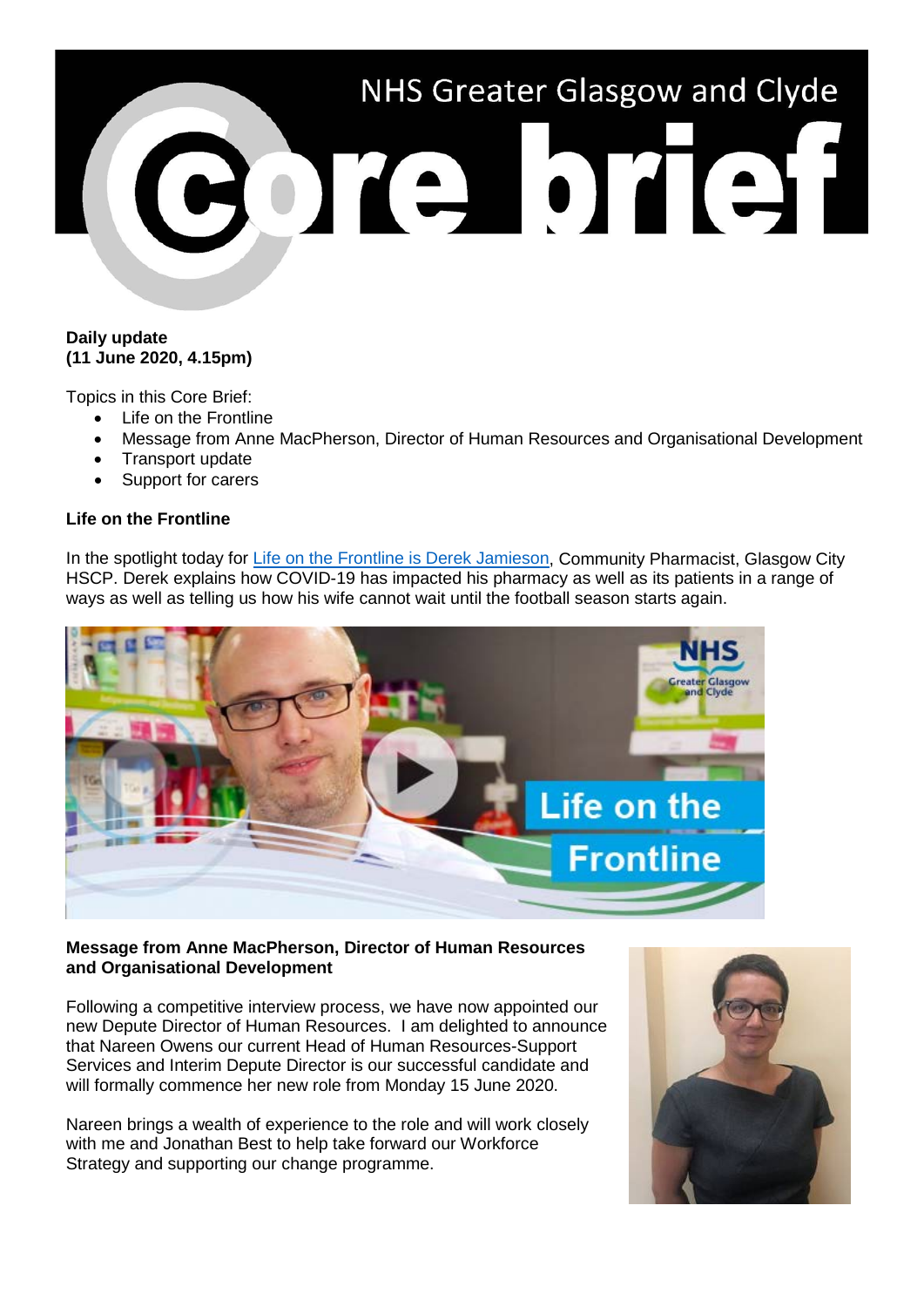# NHS Greater Glasgow and Clyde Core brief

**Daily update**
**(11 June 2020, 4.15pm)**

Topics in this Core Brief:

- Life on the Frontline
- Message from Anne MacPherson, Director of Human Resources and Organisational Development
- Transport update
- Support for carers

**Life on the Frontline**

In the spotlight today for Life on the Frontline is Derek Jamieson, Community Pharmacist, Glasgow City HSCP. Derek explains how COVID-19 has impacted his pharmacy as well as its patients in a range of ways as well as telling us how his wife cannot wait until the football season starts again.

**Message from Anne MacPherson, Director of Human Resources and Organisational Development**

Following a competitive interview process, we have now appointed our new Depute Director of Human Resources. I am delighted to announce that Nareen Owens our current Head of Human Resources-Support Services and Interim Depute Director is our successful candidate and will formally commence her new role from Monday 15 June 2020.

Nareen brings a wealth of experience to the role and will work closely with me and Jonathan Best to help take forward our Workforce Strategy and supporting our change programme.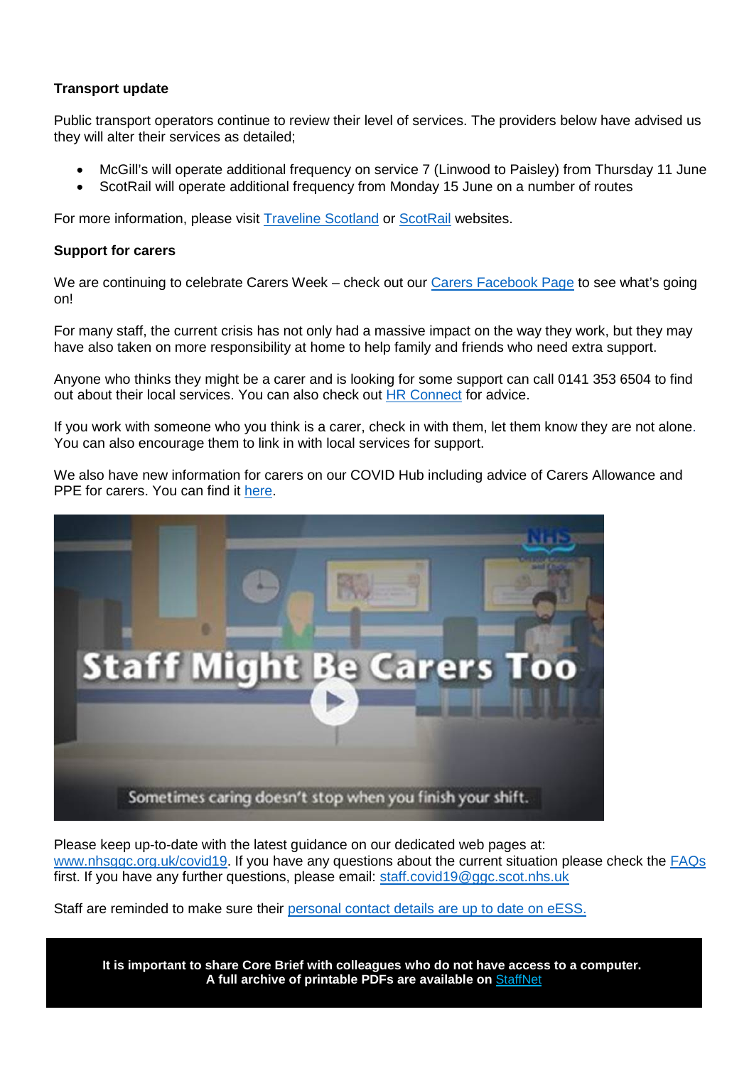**Transport update**

Public transport operators continue to review their level of services. The providers below have advised us they will alter their services as detailed;

- McGill's will operate additional frequency on service 7 (Linwood to Paisley) from Thursday 11 June
- ScotRail will operate additional frequency from Monday 15 June on a number of routes

For more information, please visit Traveline Scotland or ScotRail websites.

**Support for carers**

We are continuing to celebrate Carers Week – check out our Carers Facebook Page to see what's going on!

For many staff, the current crisis has not only had a massive impact on the way they work, but they may have also taken on more responsibility at home to help family and friends who need extra support.

Anyone who thinks they might be a carer and is looking for some support can call 0141 353 6504 to find out about their local services. You can also check out HR Connect for advice.

If you work with someone who you think is a carer, check in with them, let them know they are not alone. You can also encourage them to link in with local services for support.

We also have new information for carers on our COVID Hub including advice of Carers Allowance and PPE for carers. You can find it here.

Staff Might Be Carers Too

Sometimes caring doesn't stop when you finish your shift.

Please keep up-to-date with the latest guidance on our dedicated web pages at: www.nhsggc.org.uk/covid19. If you have any questions about the current situation please check the FAQs first. If you have any further questions, please email: staff.covid19@ggc.scot.nhs.uk

Staff are reminded to make sure their personal contact details are up to date on eESS.

**It is important to share Core Brief with colleagues who do not have access to a computer.**
**A full archive of printable PDFs are available on StaffNet**